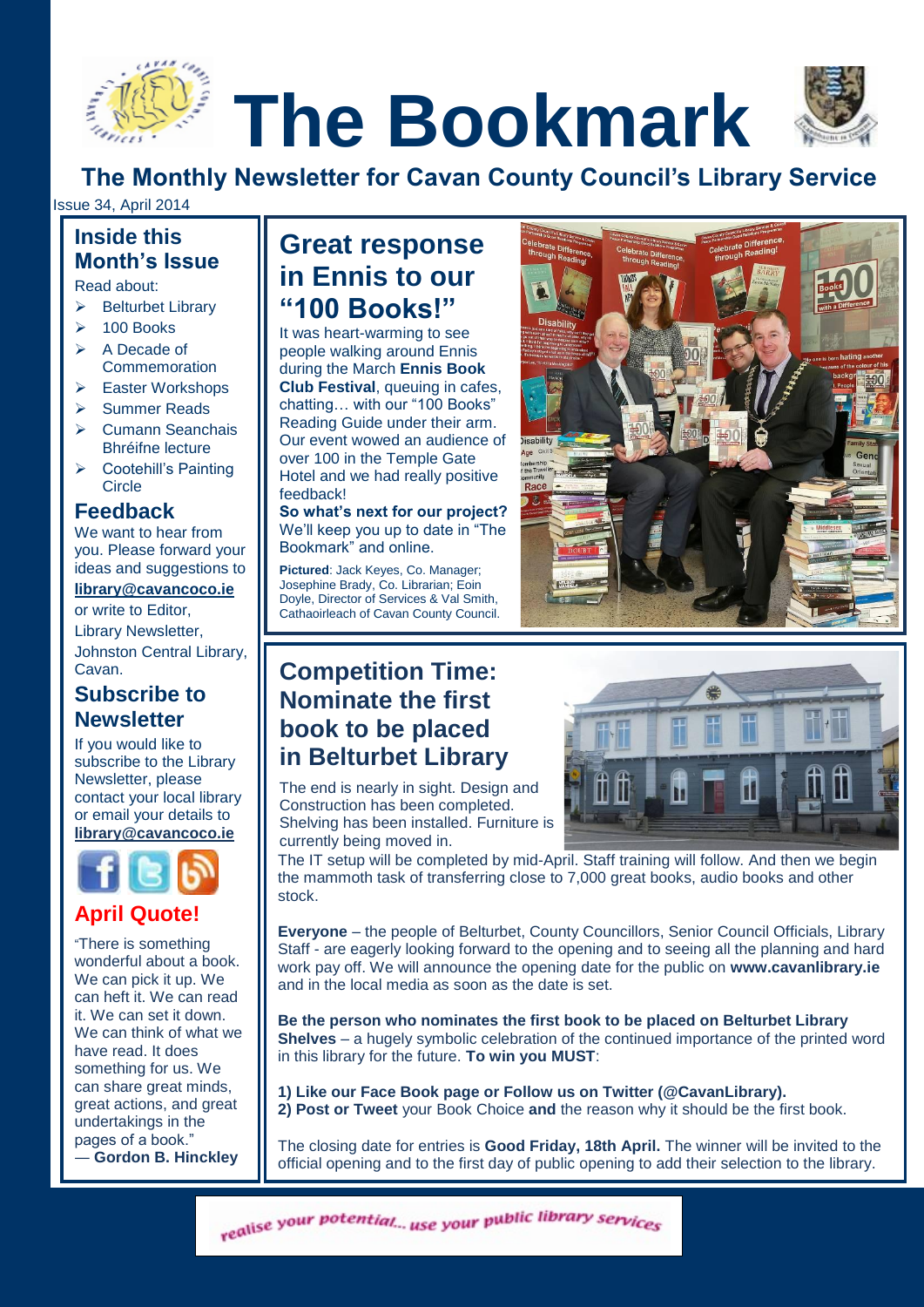# The Bookmark

## The Monthly Newsletter for Cavan County Council's Library Service

Issue 34, April 2014

### Inside this Month's Issue

Read about:

- Belturbet Library
- 100 Books
- A Decade of Commemoration
- Easter Workshops
- Summer Reads
- Cumann Seanchais Bhréifne lecture
- Cootehill's Painting Circle

### Feedback

We want to hear from you. Please forward your ideas and suggestions to **library@cavancoco.ie** or write to Editor, Library Newsletter, Johnston Central Library, Cavan.

### Subscribe to Newsletter

If you would like to subscribe to the Library Newsletter, please contact your local library or email your details to **library@cavancoco.ie**

### April Quote!

"There is something wonderful about a book. We can pick it up. We can heft it. We can read it. We can set it down. We can think of what we have read. It does something for us. We can share great minds, great actions, and great undertakings in the pages of a book."
— **Gordon B. Hinckley**

## Great response in Ennis to our "100 Books!"

It was heart-warming to see people walking around Ennis during the March **Ennis Book Club Festival**, queuing in cafes, chatting… with our "100 Books" Reading Guide under their arm. Our event wowed an audience of over 100 in the Temple Gate Hotel and we had really positive feedback!

**So what's next for our project?** We'll keep you up to date in "The Bookmark" and online.

**Pictured**: Jack Keyes, Co. Manager; Josephine Brady, Co. Librarian; Eoin Doyle, Director of Services & Val Smith, Cathaoirleach of Cavan County Council.

## Competition Time: Nominate the first book to be placed in Belturbet Library

The end is nearly in sight. Design and Construction has been completed. Shelving has been installed. Furniture is currently being moved in. The IT setup will be completed by mid-April. Staff training will follow. And then we begin the mammoth task of transferring close to 7,000 great books, audio books and other stock.

**Everyone** – the people of Belturbet, County Councillors, Senior Council Officials, Library Staff - are eagerly looking forward to the opening and to seeing all the planning and hard work pay off. We will announce the opening date for the public on **www.cavanlibrary.ie** and in the local media as soon as the date is set.

**Be the person who nominates the first book to be placed on Belturbet Library Shelves** – a hugely symbolic celebration of the continued importance of the printed word in this library for the future. **To win you MUST**:

**1) Like our Face Book page or Follow us on Twitter (@CavanLibrary).**
**2) Post or Tweet** your Book Choice **and** the reason why it should be the first book.

The closing date for entries is **Good Friday, 18th April.** The winner will be invited to the official opening and to the first day of public opening to add their selection to the library.

*realise your potential... use your public library services*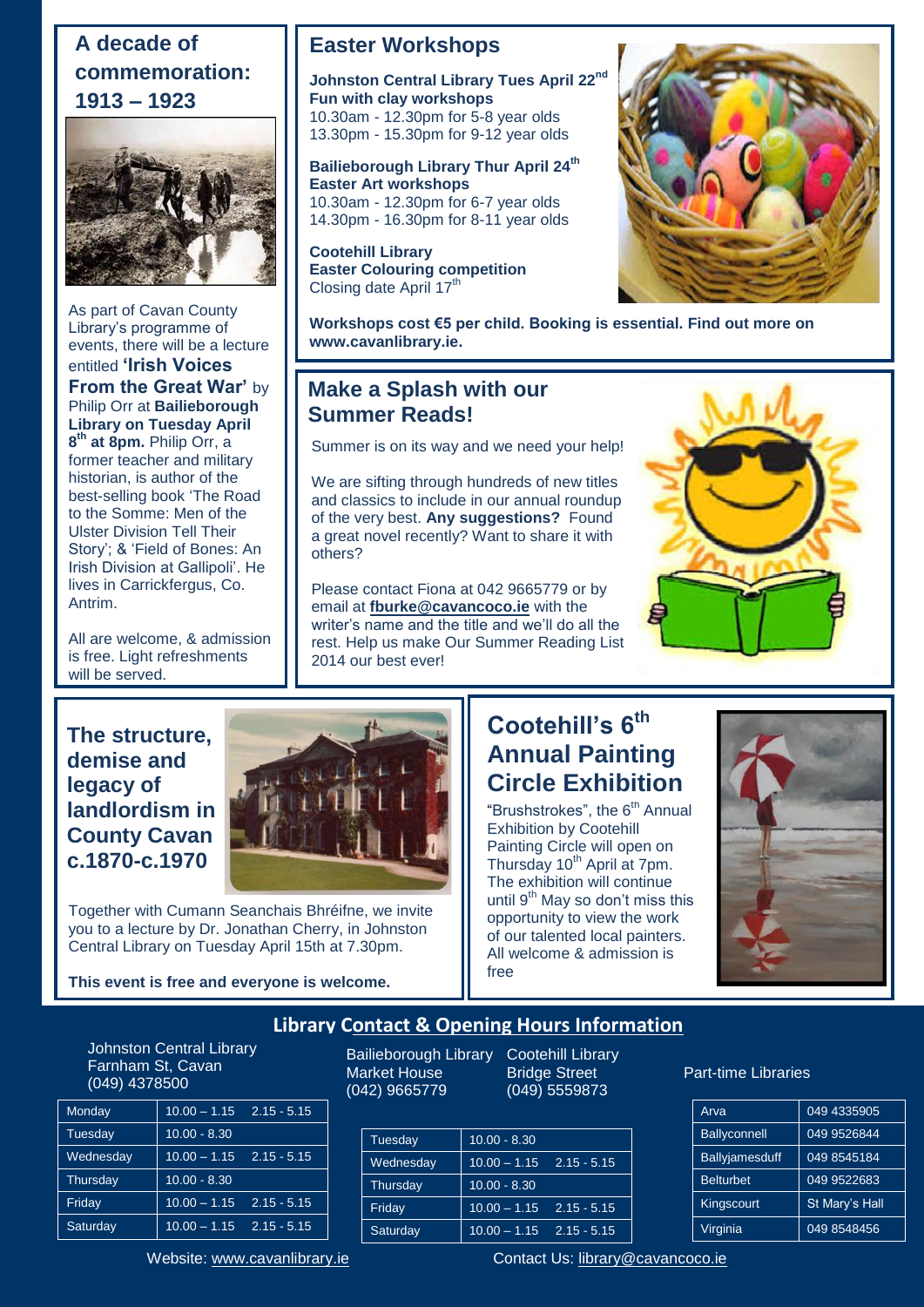## A decade of commemoration: 1913 – 1923

As part of Cavan County Library's programme of events, there will be a lecture entitled **'Irish Voices From the Great War'** by Philip Orr at **Bailieborough Library on Tuesday April 8th at 8pm.** Philip Orr, a former teacher and military historian, is author of the best-selling book 'The Road to the Somme: Men of the Ulster Division Tell Their Story'; & 'Field of Bones: An Irish Division at Gallipoli'. He lives in Carrickfergus, Co. Antrim.

All are welcome, & admission is free. Light refreshments will be served.

## Easter Workshops

**Johnston Central Library Tues April 22nd**
**Fun with clay workshops**
10.30am - 12.30pm for 5-8 year olds
13.30pm - 15.30pm for 9-12 year olds

**Bailieborough Library Thur April 24th**
**Easter Art workshops**
10.30am - 12.30pm for 6-7 year olds
14.30pm - 16.30pm for 8-11 year olds

**Cootehill Library**
**Easter Colouring competition**
Closing date April 17th

**Workshops cost €5 per child. Booking is essential. Find out more on www.cavanlibrary.ie.**

## Make a Splash with our Summer Reads!

Summer is on its way and we need your help!

We are sifting through hundreds of new titles and classics to include in our annual roundup of the very best. **Any suggestions?** Found a great novel recently? Want to share it with others?

Please contact Fiona at 042 9665779 or by email at **fburke@cavancoco.ie** with the writer's name and the title and we'll do all the rest. Help us make Our Summer Reading List 2014 our best ever!

## The structure, demise and legacy of landlordism in County Cavan c.1870-c.1970

Together with Cumann Seanchais Bhréifne, we invite you to a lecture by Dr. Jonathan Cherry, in Johnston Central Library on Tuesday April 15th at 7.30pm.

**This event is free and everyone is welcome.**

## Cootehill's 6th Annual Painting Circle Exhibition

"Brushstrokes", the 6th Annual Exhibition by Cootehill Painting Circle will open on Thursday 10th April at 7pm. The exhibition will continue until 9th May so don't miss this opportunity to view the work of our talented local painters. All welcome & admission is free

## Library Contact & Opening Hours Information

Johnston Central Library
Farnham St, Cavan
(049) 4378500

| | | |
|---|---|---|
| Monday | 10.00 – 1.15 | 2.15 - 5.15 |
| Tuesday | 10.00 - 8.30 | |
| Wednesday | 10.00 – 1.15 | 2.15 - 5.15 |
| Thursday | 10.00 - 8.30 | |
| Friday | 10.00 – 1.15 | 2.15 - 5.15 |
| Saturday | 10.00 – 1.15 | 2.15 - 5.15 |

Bailieborough Library
Market House
(042) 9665779

Cootehill Library
Bridge Street
(049) 5559873

| | | |
|---|---|---|
| Tuesday | 10.00 - 8.30 | |
| Wednesday | 10.00 – 1.15 | 2.15 - 5.15 |
| Thursday | 10.00 - 8.30 | |
| Friday | 10.00 – 1.15 | 2.15 - 5.15 |
| Saturday | 10.00 – 1.15 | 2.15 - 5.15 |

Part-time Libraries

| | |
|---|---|
| Arva | 049 4335905 |
| Ballyconnell | 049 9526844 |
| Ballyjamesduff | 049 8545184 |
| Belturbet | 049 9522683 |
| Kingscourt | St Mary's Hall |
| Virginia | 049 8548456 |

Website: www.cavanlibrary.ie

Contact Us: library@cavancoco.ie